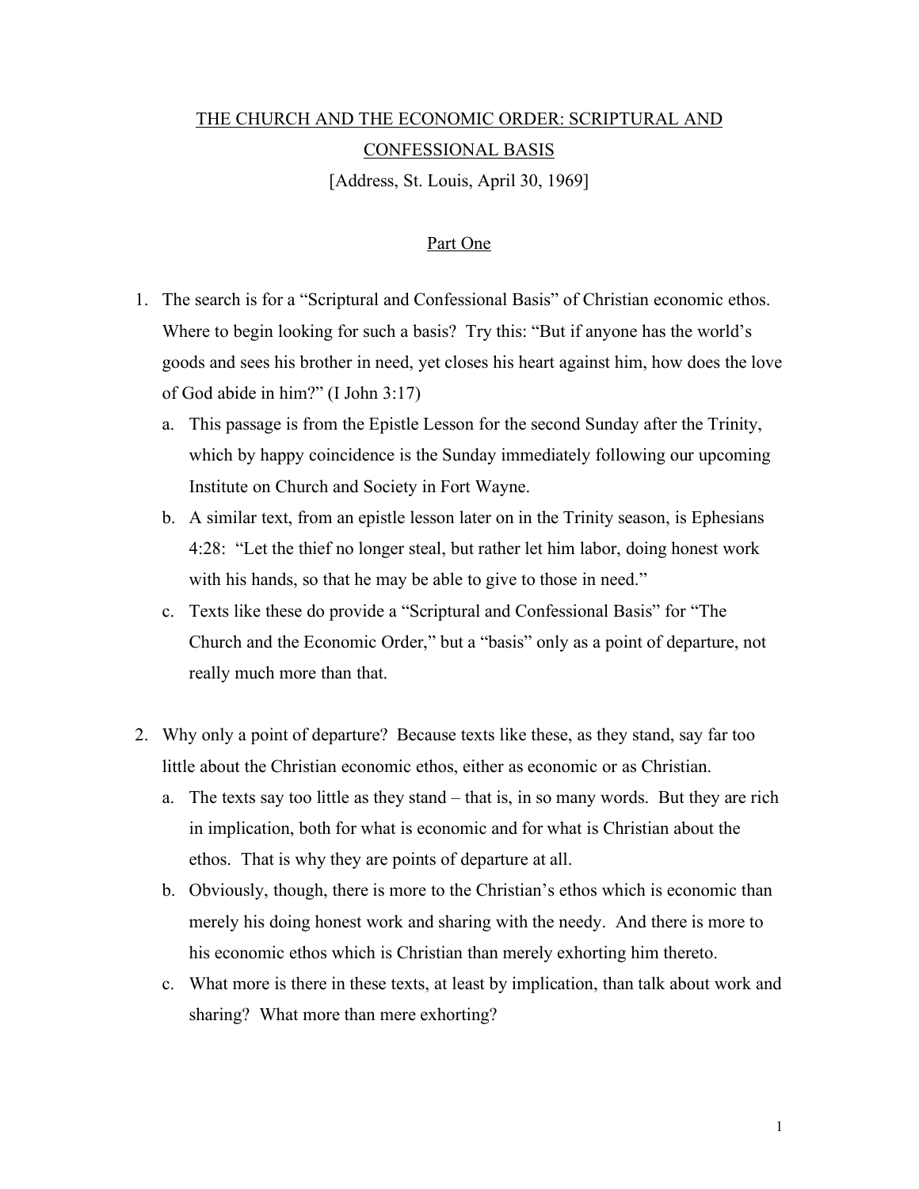# THE CHURCH AND THE ECONOMIC ORDER: SCRIPTURAL AND CONFESSIONAL BASIS

[Address, St. Louis, April 30, 1969]

## Part One

1. The search is for a "Scriptural and Confessional Basis" of Christian economic ethos. Where to begin looking for such a basis? Try this: "But if anyone has the world's goods and sees his brother in need, yet closes his heart against him, how does the love of God abide in him?" (I John 3:17)
   a. This passage is from the Epistle Lesson for the second Sunday after the Trinity, which by happy coincidence is the Sunday immediately following our upcoming Institute on Church and Society in Fort Wayne.
   b. A similar text, from an epistle lesson later on in the Trinity season, is Ephesians 4:28: "Let the thief no longer steal, but rather let him labor, doing honest work with his hands, so that he may be able to give to those in need."
   c. Texts like these do provide a "Scriptural and Confessional Basis" for "The Church and the Economic Order," but a "basis" only as a point of departure, not really much more than that.

2. Why only a point of departure? Because texts like these, as they stand, say far too little about the Christian economic ethos, either as economic or as Christian.
   a. The texts say too little as they stand – that is, in so many words. But they are rich in implication, both for what is economic and for what is Christian about the ethos. That is why they are points of departure at all.
   b. Obviously, though, there is more to the Christian's ethos which is economic than merely his doing honest work and sharing with the needy. And there is more to his economic ethos which is Christian than merely exhorting him thereto.
   c. What more is there in these texts, at least by implication, than talk about work and sharing? What more than mere exhorting?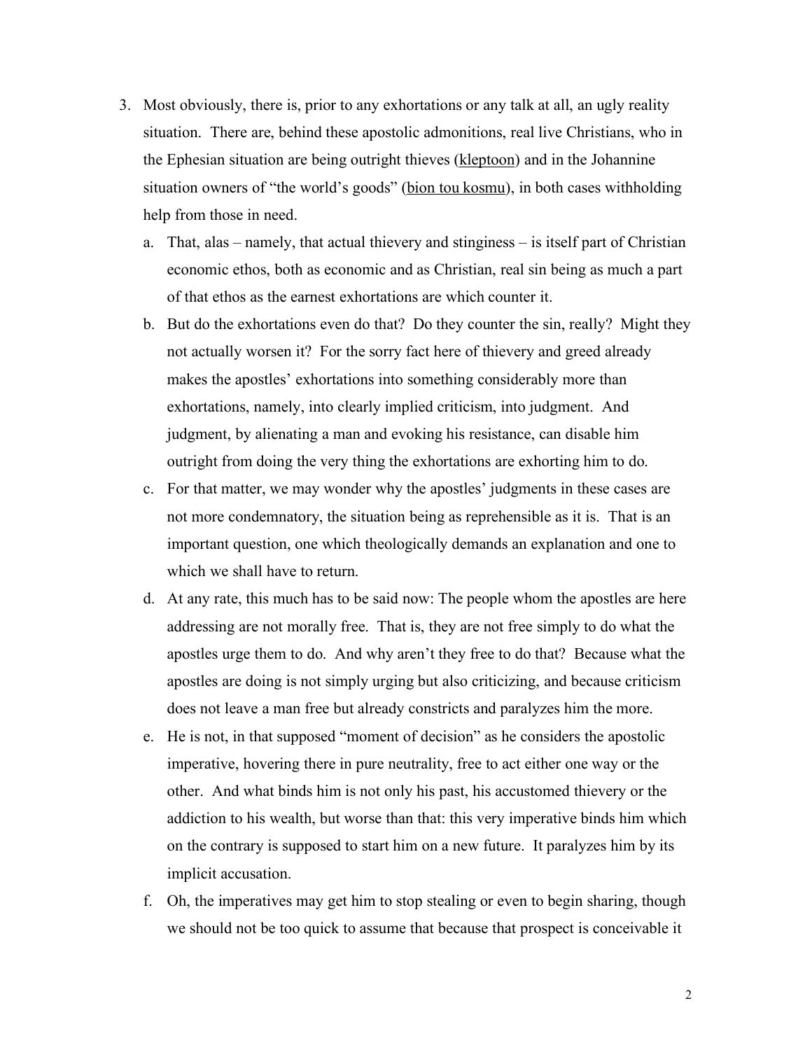3. Most obviously, there is, prior to any exhortations or any talk at all, an ugly reality situation. There are, behind these apostolic admonitions, real live Christians, who in the Ephesian situation are being outright thieves (<u>kleptoon</u>) and in the Johannine situation owners of "the world's goods" (<u>bion tou kosmu</u>), in both cases withholding help from those in need.

   a. That, alas – namely, that actual thievery and stinginess – is itself part of Christian economic ethos, both as economic and as Christian, real sin being as much a part of that ethos as the earnest exhortations are which counter it.

   b. But do the exhortations even do that? Do they counter the sin, really? Might they not actually worsen it? For the sorry fact here of thievery and greed already makes the apostles' exhortations into something considerably more than exhortations, namely, into clearly implied criticism, into judgment. And judgment, by alienating a man and evoking his resistance, can disable him outright from doing the very thing the exhortations are exhorting him to do.

   c. For that matter, we may wonder why the apostles' judgments in these cases are not more condemnatory, the situation being as reprehensible as it is. That is an important question, one which theologically demands an explanation and one to which we shall have to return.

   d. At any rate, this much has to be said now: The people whom the apostles are here addressing are not morally free. That is, they are not free simply to do what the apostles urge them to do. And why aren't they free to do that? Because what the apostles are doing is not simply urging but also criticizing, and because criticism does not leave a man free but already constricts and paralyzes him the more.

   e. He is not, in that supposed "moment of decision" as he considers the apostolic imperative, hovering there in pure neutrality, free to act either one way or the other. And what binds him is not only his past, his accustomed thievery or the addiction to his wealth, but worse than that: this very imperative binds him which on the contrary is supposed to start him on a new future. It paralyzes him by its implicit accusation.

   f. Oh, the imperatives may get him to stop stealing or even to begin sharing, though we should not be too quick to assume that because that prospect is conceivable it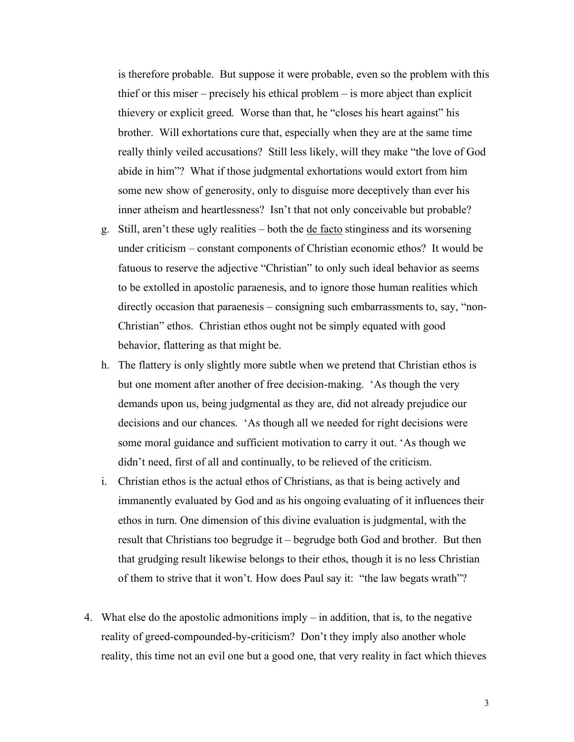is therefore probable. But suppose it were probable, even so the problem with this thief or this miser – precisely his ethical problem – is more abject than explicit thievery or explicit greed. Worse than that, he "closes his heart against" his brother. Will exhortations cure that, especially when they are at the same time really thinly veiled accusations? Still less likely, will they make "the love of God abide in him"? What if those judgmental exhortations would extort from him some new show of generosity, only to disguise more deceptively than ever his inner atheism and heartlessness? Isn't that not only conceivable but probable?

g. Still, aren't these ugly realities – both the de facto stinginess and its worsening under criticism – constant components of Christian economic ethos? It would be fatuous to reserve the adjective "Christian" to only such ideal behavior as seems to be extolled in apostolic paraenesis, and to ignore those human realities which directly occasion that paraenesis – consigning such embarrassments to, say, "non-Christian" ethos. Christian ethos ought not be simply equated with good behavior, flattering as that might be.

h. The flattery is only slightly more subtle when we pretend that Christian ethos is but one moment after another of free decision-making. 'As though the very demands upon us, being judgmental as they are, did not already prejudice our decisions and our chances. 'As though all we needed for right decisions were some moral guidance and sufficient motivation to carry it out. 'As though we didn't need, first of all and continually, to be relieved of the criticism.

i. Christian ethos is the actual ethos of Christians, as that is being actively and immanently evaluated by God and as his ongoing evaluating of it influences their ethos in turn. One dimension of this divine evaluation is judgmental, with the result that Christians too begrudge it – begrudge both God and brother. But then that grudging result likewise belongs to their ethos, though it is no less Christian of them to strive that it won't. How does Paul say it: "the law begats wrath"?

4. What else do the apostolic admonitions imply – in addition, that is, to the negative reality of greed-compounded-by-criticism? Don't they imply also another whole reality, this time not an evil one but a good one, that very reality in fact which thieves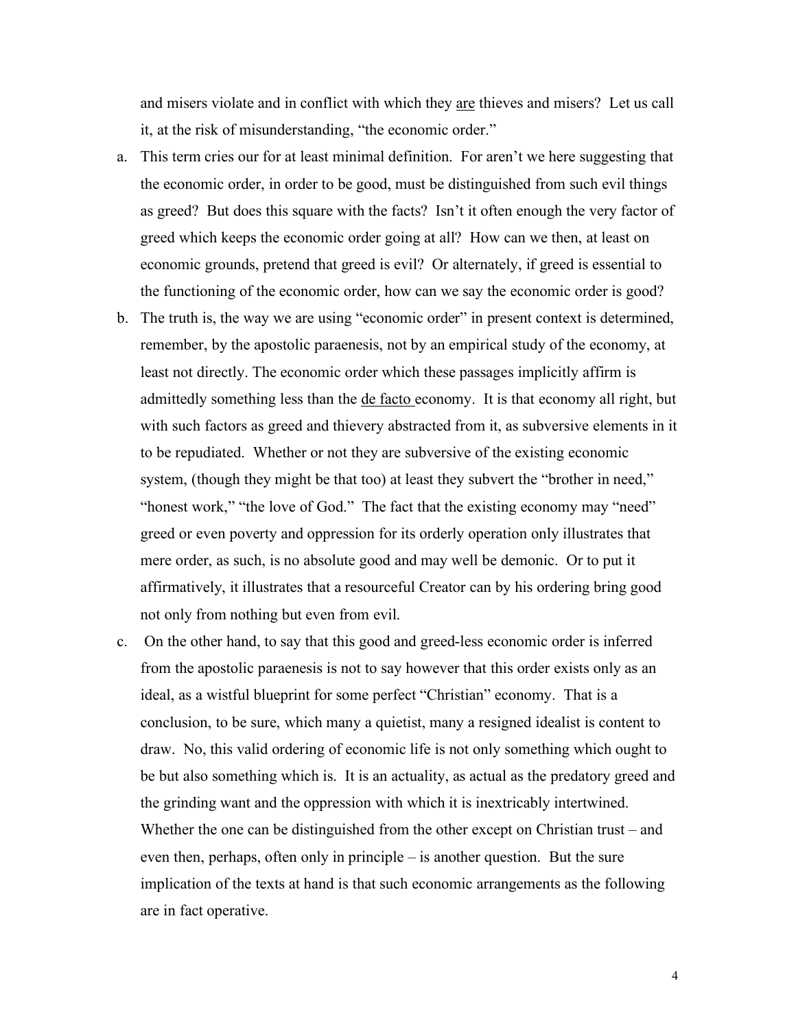and misers violate and in conflict with which they <u>are</u> thieves and misers? Let us call it, at the risk of misunderstanding, "the economic order."

a. This term cries our for at least minimal definition. For aren't we here suggesting that the economic order, in order to be good, must be distinguished from such evil things as greed? But does this square with the facts? Isn't it often enough the very factor of greed which keeps the economic order going at all? How can we then, at least on economic grounds, pretend that greed is evil? Or alternately, if greed is essential to the functioning of the economic order, how can we say the economic order is good?

b. The truth is, the way we are using "economic order" in present context is determined, remember, by the apostolic paraenesis, not by an empirical study of the economy, at least not directly. The economic order which these passages implicitly affirm is admittedly something less than the <u>de facto</u> economy. It is that economy all right, but with such factors as greed and thievery abstracted from it, as subversive elements in it to be repudiated. Whether or not they are subversive of the existing economic system, (though they might be that too) at least they subvert the "brother in need," "honest work," "the love of God." The fact that the existing economy may "need" greed or even poverty and oppression for its orderly operation only illustrates that mere order, as such, is no absolute good and may well be demonic. Or to put it affirmatively, it illustrates that a resourceful Creator can by his ordering bring good not only from nothing but even from evil.

c. On the other hand, to say that this good and greed-less economic order is inferred from the apostolic paraenesis is not to say however that this order exists only as an ideal, as a wistful blueprint for some perfect "Christian" economy. That is a conclusion, to be sure, which many a quietist, many a resigned idealist is content to draw. No, this valid ordering of economic life is not only something which ought to be but also something which is. It is an actuality, as actual as the predatory greed and the grinding want and the oppression with which it is inextricably intertwined. Whether the one can be distinguished from the other except on Christian trust – and even then, perhaps, often only in principle – is another question. But the sure implication of the texts at hand is that such economic arrangements as the following are in fact operative.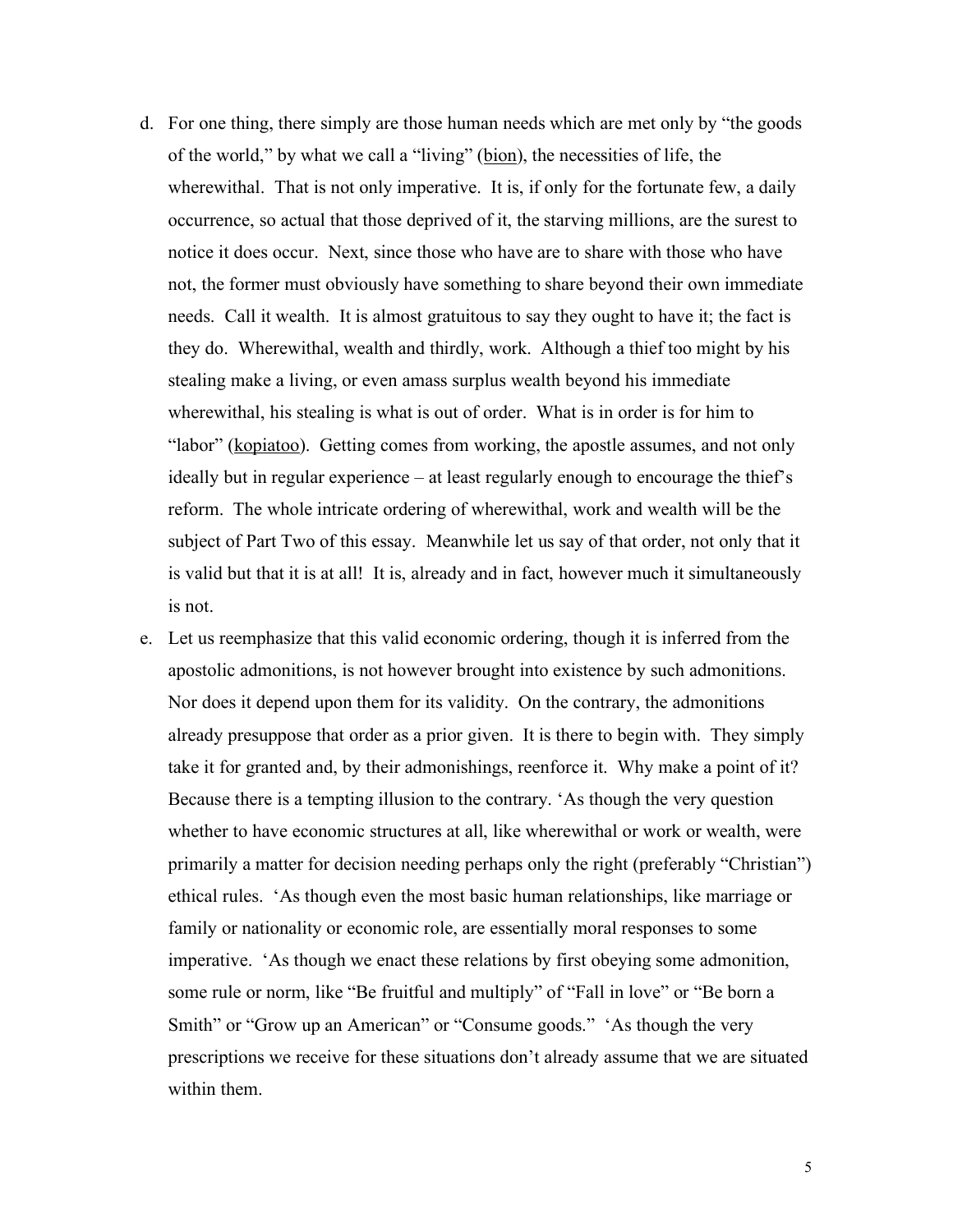d. For one thing, there simply are those human needs which are met only by "the goods of the world," by what we call a "living" (<u>bion</u>), the necessities of life, the wherewithal. That is not only imperative. It is, if only for the fortunate few, a daily occurrence, so actual that those deprived of it, the starving millions, are the surest to notice it does occur. Next, since those who have are to share with those who have not, the former must obviously have something to share beyond their own immediate needs. Call it wealth. It is almost gratuitous to say they ought to have it; the fact is they do. Wherewithal, wealth and thirdly, work. Although a thief too might by his stealing make a living, or even amass surplus wealth beyond his immediate wherewithal, his stealing is what is out of order. What is in order is for him to "labor" (<u>kopiatoo</u>). Getting comes from working, the apostle assumes, and not only ideally but in regular experience – at least regularly enough to encourage the thief's reform. The whole intricate ordering of wherewithal, work and wealth will be the subject of Part Two of this essay. Meanwhile let us say of that order, not only that it is valid but that it is at all! It is, already and in fact, however much it simultaneously is not.

e. Let us reemphasize that this valid economic ordering, though it is inferred from the apostolic admonitions, is not however brought into existence by such admonitions. Nor does it depend upon them for its validity. On the contrary, the admonitions already presuppose that order as a prior given. It is there to begin with. They simply take it for granted and, by their admonishings, reenforce it. Why make a point of it? Because there is a tempting illusion to the contrary. 'As though the very question whether to have economic structures at all, like wherewithal or work or wealth, were primarily a matter for decision needing perhaps only the right (preferably "Christian") ethical rules. 'As though even the most basic human relationships, like marriage or family or nationality or economic role, are essentially moral responses to some imperative. 'As though we enact these relations by first obeying some admonition, some rule or norm, like "Be fruitful and multiply" of "Fall in love" or "Be born a Smith" or "Grow up an American" or "Consume goods." 'As though the very prescriptions we receive for these situations don't already assume that we are situated within them.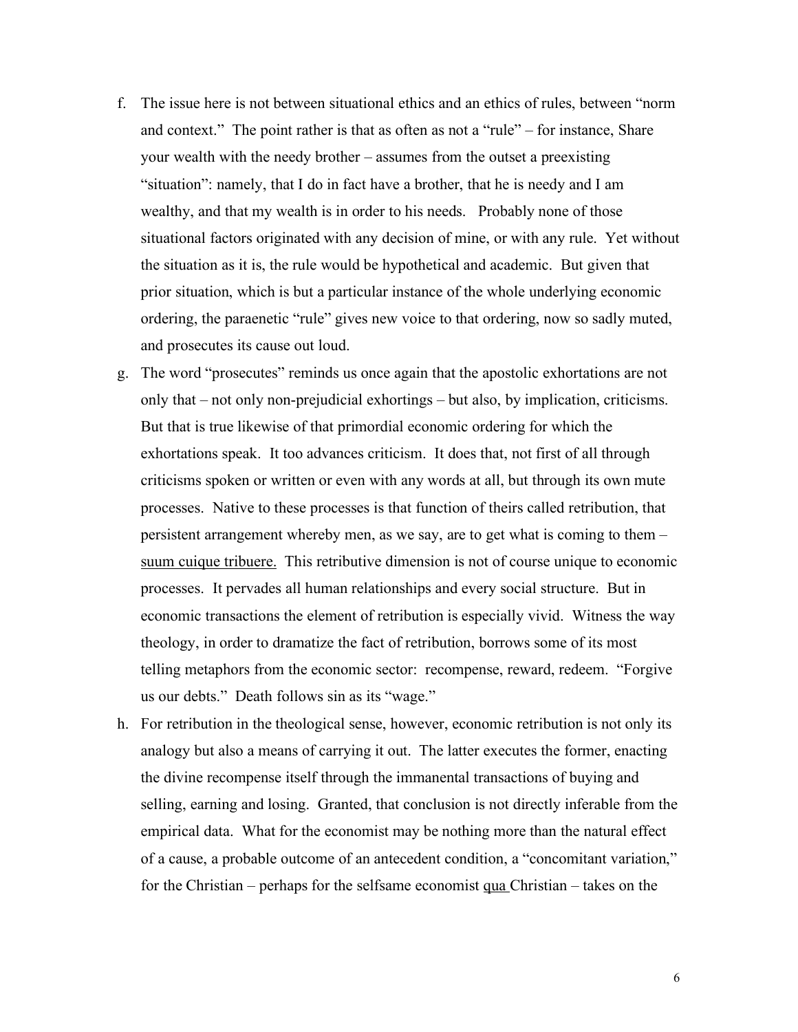f. The issue here is not between situational ethics and an ethics of rules, between "norm and context." The point rather is that as often as not a "rule" – for instance, Share your wealth with the needy brother – assumes from the outset a preexisting "situation": namely, that I do in fact have a brother, that he is needy and I am wealthy, and that my wealth is in order to his needs. Probably none of those situational factors originated with any decision of mine, or with any rule. Yet without the situation as it is, the rule would be hypothetical and academic. But given that prior situation, which is but a particular instance of the whole underlying economic ordering, the paraenetic "rule" gives new voice to that ordering, now so sadly muted, and prosecutes its cause out loud.

g. The word "prosecutes" reminds us once again that the apostolic exhortations are not only that – not only non-prejudicial exhortings – but also, by implication, criticisms. But that is true likewise of that primordial economic ordering for which the exhortations speak. It too advances criticism. It does that, not first of all through criticisms spoken or written or even with any words at all, but through its own mute processes. Native to these processes is that function of theirs called retribution, that persistent arrangement whereby men, as we say, are to get what is coming to them – <u>suum cuique tribuere.</u> This retributive dimension is not of course unique to economic processes. It pervades all human relationships and every social structure. But in economic transactions the element of retribution is especially vivid. Witness the way theology, in order to dramatize the fact of retribution, borrows some of its most telling metaphors from the economic sector: recompense, reward, redeem. "Forgive us our debts." Death follows sin as its "wage."

h. For retribution in the theological sense, however, economic retribution is not only its analogy but also a means of carrying it out. The latter executes the former, enacting the divine recompense itself through the immanental transactions of buying and selling, earning and losing. Granted, that conclusion is not directly inferable from the empirical data. What for the economist may be nothing more than the natural effect of a cause, a probable outcome of an antecedent condition, a "concomitant variation," for the Christian – perhaps for the selfsame economist <u>qua</u> Christian – takes on the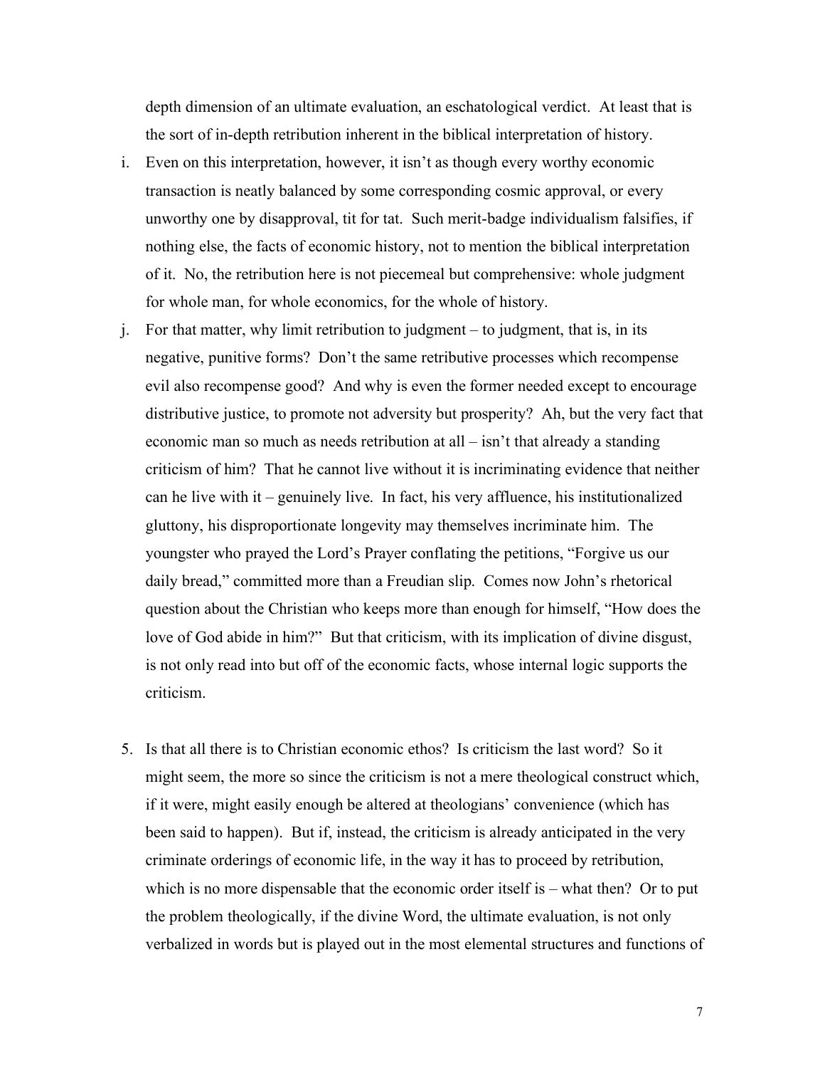depth dimension of an ultimate evaluation, an eschatological verdict. At least that is the sort of in-depth retribution inherent in the biblical interpretation of history.

i. Even on this interpretation, however, it isn't as though every worthy economic transaction is neatly balanced by some corresponding cosmic approval, or every unworthy one by disapproval, tit for tat. Such merit-badge individualism falsifies, if nothing else, the facts of economic history, not to mention the biblical interpretation of it. No, the retribution here is not piecemeal but comprehensive: whole judgment for whole man, for whole economics, for the whole of history.

j. For that matter, why limit retribution to judgment – to judgment, that is, in its negative, punitive forms? Don't the same retributive processes which recompense evil also recompense good? And why is even the former needed except to encourage distributive justice, to promote not adversity but prosperity? Ah, but the very fact that economic man so much as needs retribution at all – isn't that already a standing criticism of him? That he cannot live without it is incriminating evidence that neither can he live with it – genuinely live. In fact, his very affluence, his institutionalized gluttony, his disproportionate longevity may themselves incriminate him. The youngster who prayed the Lord's Prayer conflating the petitions, "Forgive us our daily bread," committed more than a Freudian slip. Comes now John's rhetorical question about the Christian who keeps more than enough for himself, "How does the love of God abide in him?" But that criticism, with its implication of divine disgust, is not only read into but off of the economic facts, whose internal logic supports the criticism.

5. Is that all there is to Christian economic ethos? Is criticism the last word? So it might seem, the more so since the criticism is not a mere theological construct which, if it were, might easily enough be altered at theologians' convenience (which has been said to happen). But if, instead, the criticism is already anticipated in the very criminate orderings of economic life, in the way it has to proceed by retribution, which is no more dispensable that the economic order itself is – what then? Or to put the problem theologically, if the divine Word, the ultimate evaluation, is not only verbalized in words but is played out in the most elemental structures and functions of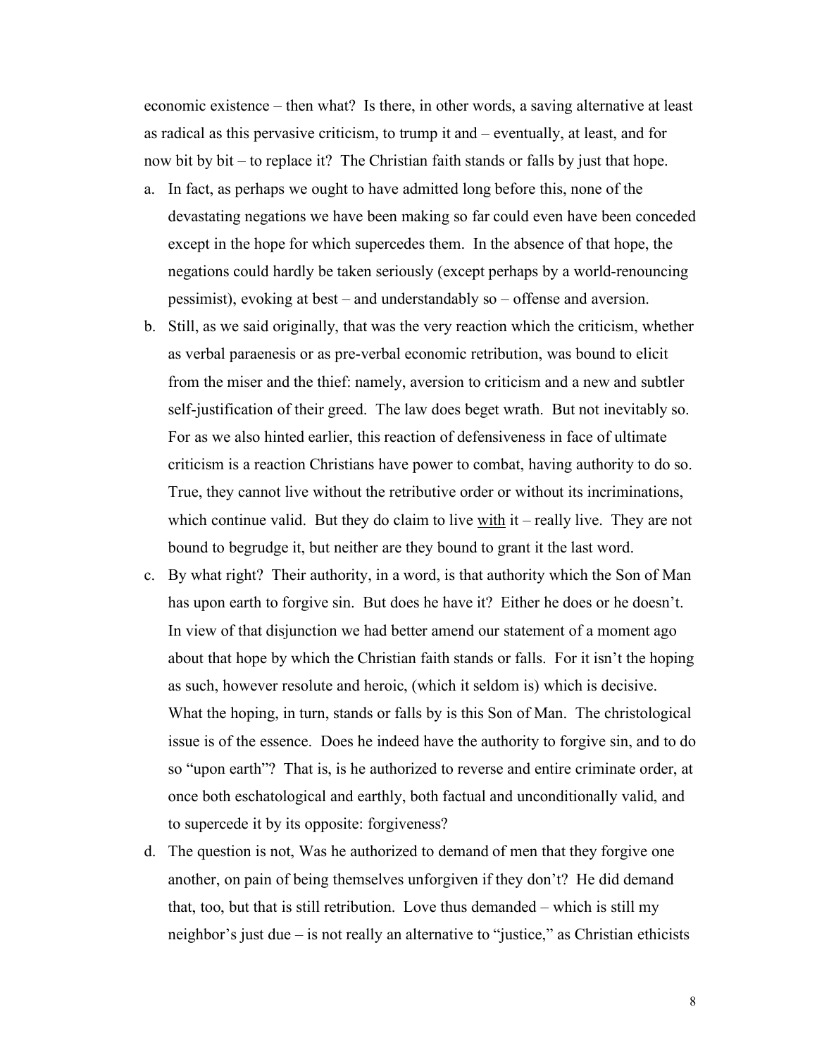economic existence – then what? Is there, in other words, a saving alternative at least as radical as this pervasive criticism, to trump it and – eventually, at least, and for now bit by bit – to replace it? The Christian faith stands or falls by just that hope.

a. In fact, as perhaps we ought to have admitted long before this, none of the devastating negations we have been making so far could even have been conceded except in the hope for which supercedes them. In the absence of that hope, the negations could hardly be taken seriously (except perhaps by a world-renouncing pessimist), evoking at best – and understandably so – offense and aversion.

b. Still, as we said originally, that was the very reaction which the criticism, whether as verbal paraenesis or as pre-verbal economic retribution, was bound to elicit from the miser and the thief: namely, aversion to criticism and a new and subtler self-justification of their greed. The law does beget wrath. But not inevitably so. For as we also hinted earlier, this reaction of defensiveness in face of ultimate criticism is a reaction Christians have power to combat, having authority to do so. True, they cannot live without the retributive order or without its incriminations, which continue valid. But they do claim to live <u>with</u> it – really live. They are not bound to begrudge it, but neither are they bound to grant it the last word.

c. By what right? Their authority, in a word, is that authority which the Son of Man has upon earth to forgive sin. But does he have it? Either he does or he doesn't. In view of that disjunction we had better amend our statement of a moment ago about that hope by which the Christian faith stands or falls. For it isn't the hoping as such, however resolute and heroic, (which it seldom is) which is decisive. What the hoping, in turn, stands or falls by is this Son of Man. The christological issue is of the essence. Does he indeed have the authority to forgive sin, and to do so "upon earth"? That is, is he authorized to reverse and entire criminate order, at once both eschatological and earthly, both factual and unconditionally valid, and to supercede it by its opposite: forgiveness?

d. The question is not, Was he authorized to demand of men that they forgive one another, on pain of being themselves unforgiven if they don't? He did demand that, too, but that is still retribution. Love thus demanded – which is still my neighbor's just due – is not really an alternative to "justice," as Christian ethicists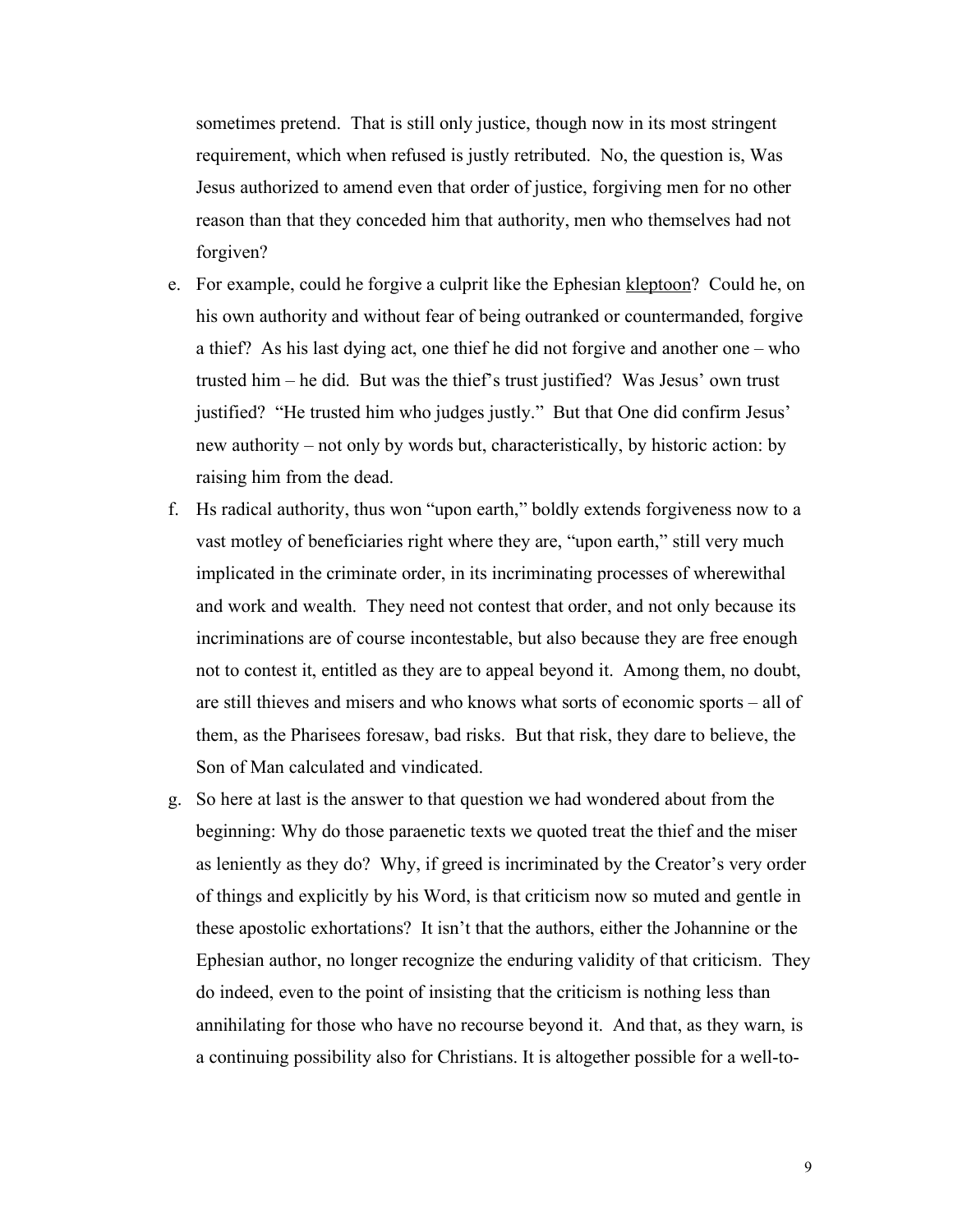sometimes pretend. That is still only justice, though now in its most stringent requirement, which when refused is justly retributed. No, the question is, Was Jesus authorized to amend even that order of justice, forgiving men for no other reason than that they conceded him that authority, men who themselves had not forgiven?

e. For example, could he forgive a culprit like the Ephesian <u>kleptoon</u>? Could he, on his own authority and without fear of being outranked or countermanded, forgive a thief? As his last dying act, one thief he did not forgive and another one – who trusted him – he did. But was the thief's trust justified? Was Jesus' own trust justified? "He trusted him who judges justly." But that One did confirm Jesus' new authority – not only by words but, characteristically, by historic action: by raising him from the dead.

f. Hs radical authority, thus won "upon earth," boldly extends forgiveness now to a vast motley of beneficiaries right where they are, "upon earth," still very much implicated in the criminate order, in its incriminating processes of wherewithal and work and wealth. They need not contest that order, and not only because its incriminations are of course incontestable, but also because they are free enough not to contest it, entitled as they are to appeal beyond it. Among them, no doubt, are still thieves and misers and who knows what sorts of economic sports – all of them, as the Pharisees foresaw, bad risks. But that risk, they dare to believe, the Son of Man calculated and vindicated.

g. So here at last is the answer to that question we had wondered about from the beginning: Why do those paraenetic texts we quoted treat the thief and the miser as leniently as they do? Why, if greed is incriminated by the Creator's very order of things and explicitly by his Word, is that criticism now so muted and gentle in these apostolic exhortations? It isn't that the authors, either the Johannine or the Ephesian author, no longer recognize the enduring validity of that criticism. They do indeed, even to the point of insisting that the criticism is nothing less than annihilating for those who have no recourse beyond it. And that, as they warn, is a continuing possibility also for Christians. It is altogether possible for a well-to-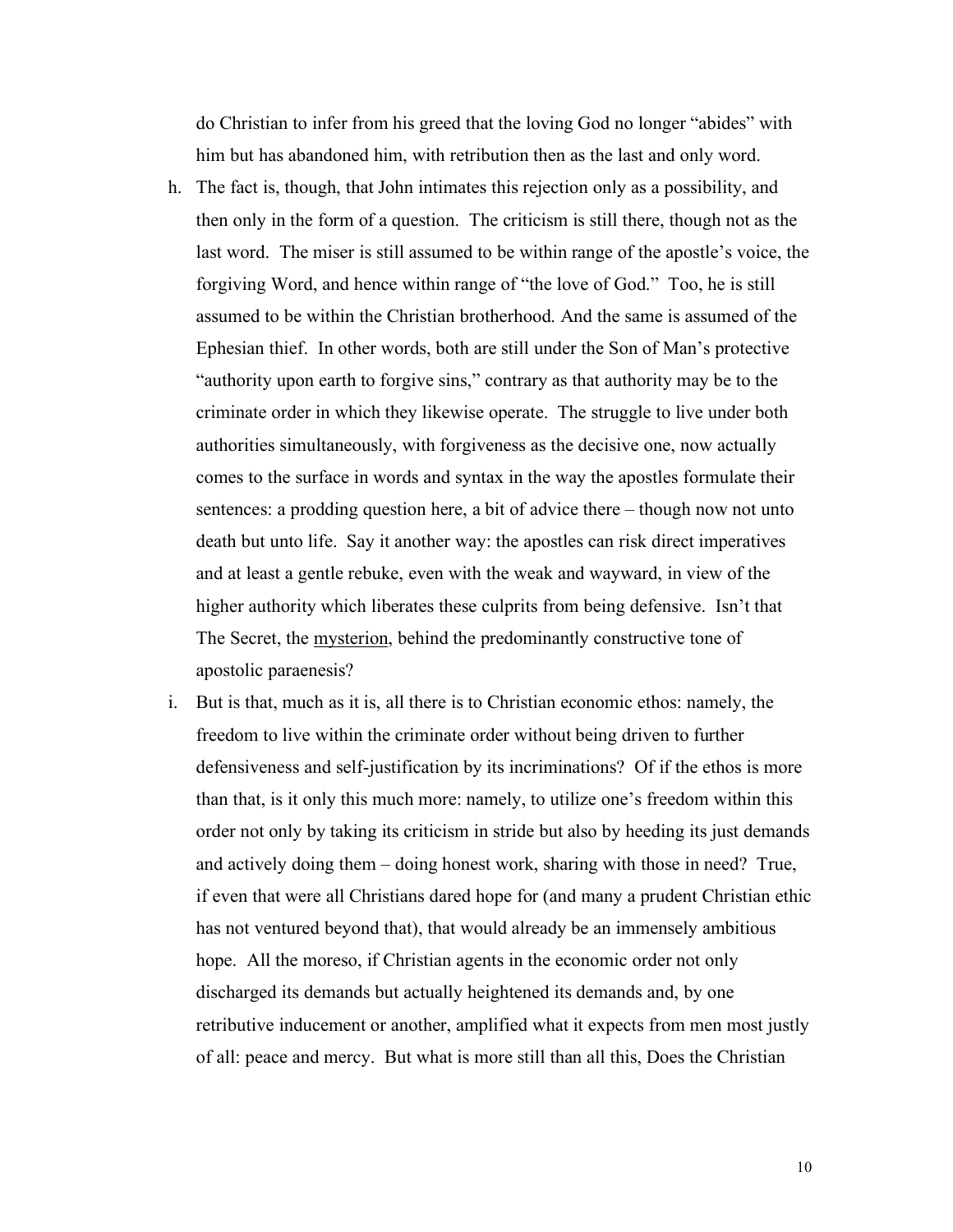do Christian to infer from his greed that the loving God no longer "abides" with him but has abandoned him, with retribution then as the last and only word.

h. The fact is, though, that John intimates this rejection only as a possibility, and then only in the form of a question. The criticism is still there, though not as the last word. The miser is still assumed to be within range of the apostle's voice, the forgiving Word, and hence within range of "the love of God." Too, he is still assumed to be within the Christian brotherhood. And the same is assumed of the Ephesian thief. In other words, both are still under the Son of Man's protective "authority upon earth to forgive sins," contrary as that authority may be to the criminate order in which they likewise operate. The struggle to live under both authorities simultaneously, with forgiveness as the decisive one, now actually comes to the surface in words and syntax in the way the apostles formulate their sentences: a prodding question here, a bit of advice there – though now not unto death but unto life. Say it another way: the apostles can risk direct imperatives and at least a gentle rebuke, even with the weak and wayward, in view of the higher authority which liberates these culprits from being defensive. Isn't that The Secret, the <u>mysterion</u>, behind the predominantly constructive tone of apostolic paraenesis?

i. But is that, much as it is, all there is to Christian economic ethos: namely, the freedom to live within the criminate order without being driven to further defensiveness and self-justification by its incriminations? Of if the ethos is more than that, is it only this much more: namely, to utilize one's freedom within this order not only by taking its criticism in stride but also by heeding its just demands and actively doing them – doing honest work, sharing with those in need? True, if even that were all Christians dared hope for (and many a prudent Christian ethic has not ventured beyond that), that would already be an immensely ambitious hope. All the moreso, if Christian agents in the economic order not only discharged its demands but actually heightened its demands and, by one retributive inducement or another, amplified what it expects from men most justly of all: peace and mercy. But what is more still than all this, Does the Christian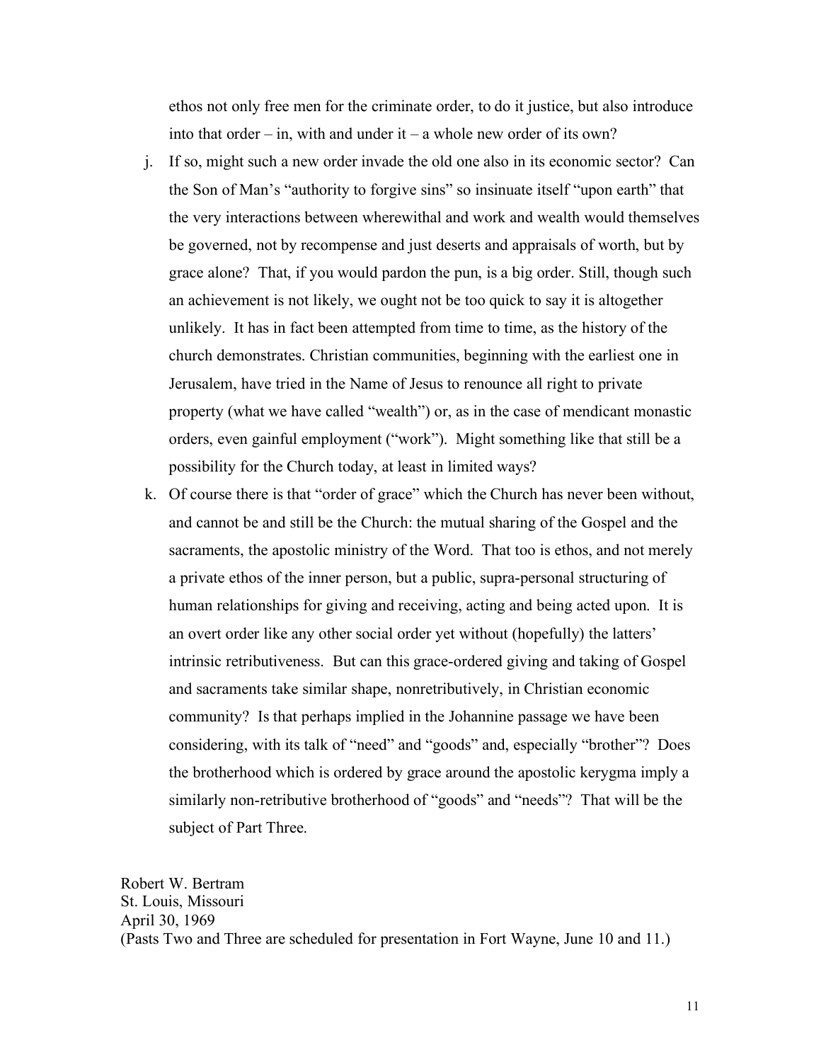ethos not only free men for the criminate order, to do it justice, but also introduce into that order – in, with and under it – a whole new order of its own?

j. If so, might such a new order invade the old one also in its economic sector? Can the Son of Man's "authority to forgive sins" so insinuate itself "upon earth" that the very interactions between wherewithal and work and wealth would themselves be governed, not by recompense and just deserts and appraisals of worth, but by grace alone? That, if you would pardon the pun, is a big order. Still, though such an achievement is not likely, we ought not be too quick to say it is altogether unlikely. It has in fact been attempted from time to time, as the history of the church demonstrates. Christian communities, beginning with the earliest one in Jerusalem, have tried in the Name of Jesus to renounce all right to private property (what we have called "wealth") or, as in the case of mendicant monastic orders, even gainful employment ("work"). Might something like that still be a possibility for the Church today, at least in limited ways?

k. Of course there is that "order of grace" which the Church has never been without, and cannot be and still be the Church: the mutual sharing of the Gospel and the sacraments, the apostolic ministry of the Word. That too is ethos, and not merely a private ethos of the inner person, but a public, supra-personal structuring of human relationships for giving and receiving, acting and being acted upon. It is an overt order like any other social order yet without (hopefully) the latters' intrinsic retributiveness. But can this grace-ordered giving and taking of Gospel and sacraments take similar shape, nonretributively, in Christian economic community? Is that perhaps implied in the Johannine passage we have been considering, with its talk of "need" and "goods" and, especially "brother"? Does the brotherhood which is ordered by grace around the apostolic kerygma imply a similarly non-retributive brotherhood of "goods" and "needs"? That will be the subject of Part Three.

Robert W. Bertram
St. Louis, Missouri
April 30, 1969
(Pasts Two and Three are scheduled for presentation in Fort Wayne, June 10 and 11.)